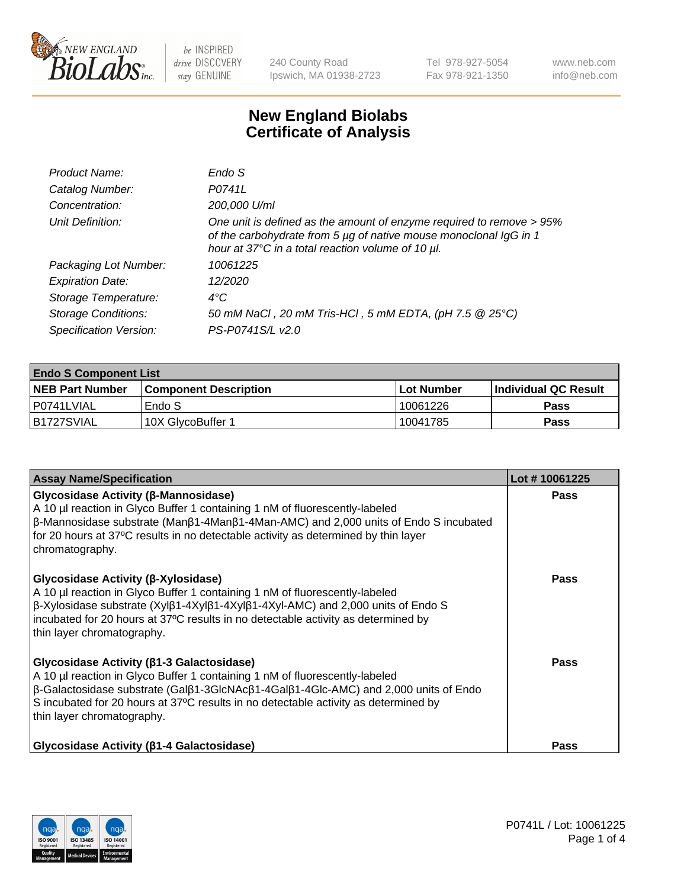# New England Biolabs Certificate of Analysis

| | |
|---|---|
| *Product Name:* | *Endo S* |
| *Catalog Number:* | *P0741L* |
| *Concentration:* | *200,000 U/ml* |
| *Unit Definition:* | *One unit is defined as the amount of enzyme required to remove > 95% of the carbohydrate from 5 µg of native mouse monoclonal IgG in 1 hour at 37°C in a total reaction volume of 10 µl.* |
| *Packaging Lot Number:* | *10061225* |
| *Expiration Date:* | *12/2020* |
| *Storage Temperature:* | *4°C* |
| *Storage Conditions:* | *50 mM NaCl , 20 mM Tris-HCl , 5 mM EDTA, (pH 7.5 @ 25°C)* |
| *Specification Version:* | *PS-P0741S/L v2.0* |

| **Endo S Component List** | | | |
|---|---|---|---|
| **NEB Part Number** | **Component Description** | **Lot Number** | **Individual QC Result** |
| P0741LVIAL | Endo S | 10061226 | **Pass** |
| B1727SVIAL | 10X GlycoBuffer 1 | 10041785 | **Pass** |

| **Assay Name/Specification** | **Lot # 10061225** |
|---|---|
| **Glycosidase Activity (β-Mannosidase)**<br>A 10 µl reaction in Glyco Buffer 1 containing 1 nM of fluorescently-labeled β-Mannosidase substrate (Manβ1-4Manβ1-4Man-AMC) and 2,000 units of Endo S incubated for 20 hours at 37ºC results in no detectable activity as determined by thin layer chromatography. | **Pass** |
| **Glycosidase Activity (β-Xylosidase)**<br>A 10 µl reaction in Glyco Buffer 1 containing 1 nM of fluorescently-labeled β-Xylosidase substrate (Xylβ1-4Xylβ1-4Xylβ1-4Xyl-AMC) and 2,000 units of Endo S incubated for 20 hours at 37ºC results in no detectable activity as determined by thin layer chromatography. | **Pass** |
| **Glycosidase Activity (β1-3 Galactosidase)**<br>A 10 µl reaction in Glyco Buffer 1 containing 1 nM of fluorescently-labeled β-Galactosidase substrate (Galβ1-3GlcNAcβ1-4Galβ1-4Glc-AMC) and 2,000 units of Endo S incubated for 20 hours at 37ºC results in no detectable activity as determined by thin layer chromatography. | **Pass** |
| **Glycosidase Activity (β1-4 Galactosidase)** | **Pass** |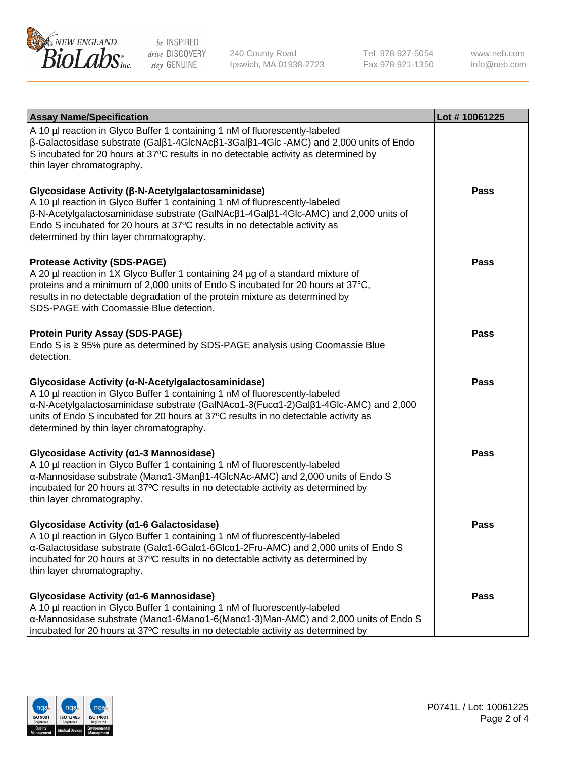| Assay Name/Specification | Lot # 10061225 |
|---|---|
| A 10 µl reaction in Glyco Buffer 1 containing 1 nM of fluorescently-labeled β-Galactosidase substrate (Galβ1-4GlcNAcβ1-3Galβ1-4Glc -AMC) and 2,000 units of Endo S incubated for 20 hours at 37ºC results in no detectable activity as determined by thin layer chromatography. | |
| **Glycosidase Activity (β-N-Acetylgalactosaminidase)**<br>A 10 µl reaction in Glyco Buffer 1 containing 1 nM of fluorescently-labeled β-N-Acetylgalactosaminidase substrate (GalNAcβ1-4Galβ1-4Glc-AMC) and 2,000 units of Endo S incubated for 20 hours at 37ºC results in no detectable activity as determined by thin layer chromatography. | Pass |
| **Protease Activity (SDS-PAGE)**<br>A 20 µl reaction in 1X Glyco Buffer 1 containing 24 µg of a standard mixture of proteins and a minimum of 2,000 units of Endo S incubated for 20 hours at 37°C, results in no detectable degradation of the protein mixture as determined by SDS-PAGE with Coomassie Blue detection. | Pass |
| **Protein Purity Assay (SDS-PAGE)**<br>Endo S is ≥ 95% pure as determined by SDS-PAGE analysis using Coomassie Blue detection. | Pass |
| **Glycosidase Activity (α-N-Acetylgalactosaminidase)**<br>A 10 µl reaction in Glyco Buffer 1 containing 1 nM of fluorescently-labeled α-N-Acetylgalactosaminidase substrate (GalNAcα1-3(Fucα1-2)Galβ1-4Glc-AMC) and 2,000 units of Endo S incubated for 20 hours at 37ºC results in no detectable activity as determined by thin layer chromatography. | Pass |
| **Glycosidase Activity (α1-3 Mannosidase)**<br>A 10 µl reaction in Glyco Buffer 1 containing 1 nM of fluorescently-labeled α-Mannosidase substrate (Manα1-3Manβ1-4GlcNAc-AMC) and 2,000 units of Endo S incubated for 20 hours at 37ºC results in no detectable activity as determined by thin layer chromatography. | Pass |
| **Glycosidase Activity (α1-6 Galactosidase)**<br>A 10 µl reaction in Glyco Buffer 1 containing 1 nM of fluorescently-labeled α-Galactosidase substrate (Galα1-6Galα1-6Glcα1-2Fru-AMC) and 2,000 units of Endo S incubated for 20 hours at 37ºC results in no detectable activity as determined by thin layer chromatography. | Pass |
| **Glycosidase Activity (α1-6 Mannosidase)**<br>A 10 µl reaction in Glyco Buffer 1 containing 1 nM of fluorescently-labeled α-Mannosidase substrate (Manα1-6Manα1-6(Manα1-3)Man-AMC) and 2,000 units of Endo S incubated for 20 hours at 37ºC results in no detectable activity as determined by | Pass |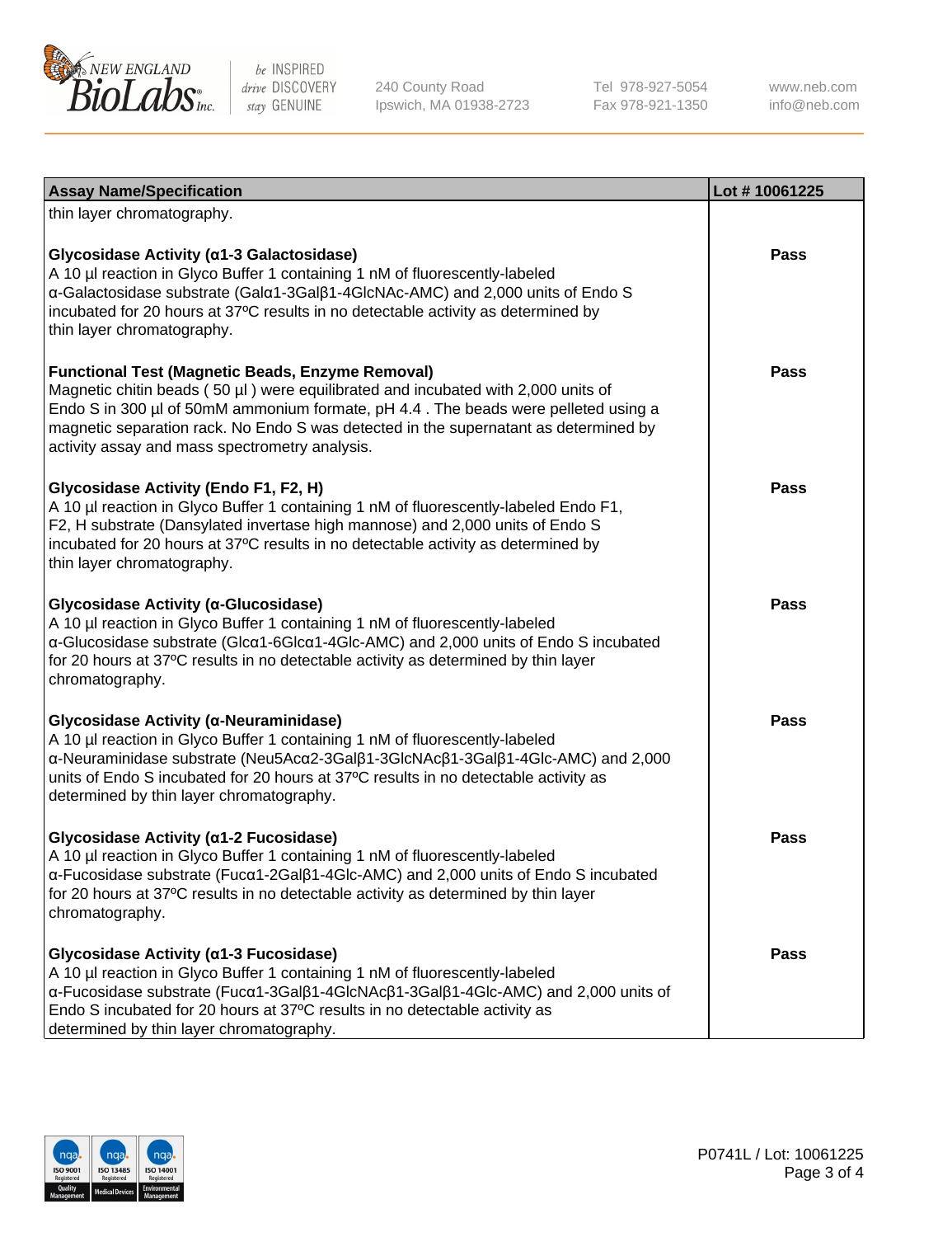| Assay Name/Specification | Lot # 10061225 |
| --- | --- |
| thin layer chromatography. | |
| **Glycosidase Activity (α1-3 Galactosidase)**<br>A 10 µl reaction in Glyco Buffer 1 containing 1 nM of fluorescently-labeled α-Galactosidase substrate (Galα1-3Galβ1-4GlcNAc-AMC) and 2,000 units of Endo S incubated for 20 hours at 37ºC results in no detectable activity as determined by thin layer chromatography. | **Pass** |
| **Functional Test (Magnetic Beads, Enzyme Removal)**<br>Magnetic chitin beads ( 50 µl ) were equilibrated and incubated with 2,000 units of Endo S in 300 µl of 50mM ammonium formate, pH 4.4 . The beads were pelleted using a magnetic separation rack. No Endo S was detected in the supernatant as determined by activity assay and mass spectrometry analysis. | **Pass** |
| **Glycosidase Activity (Endo F1, F2, H)**<br>A 10 µl reaction in Glyco Buffer 1 containing 1 nM of fluorescently-labeled Endo F1, F2, H substrate (Dansylated invertase high mannose) and 2,000 units of Endo S incubated for 20 hours at 37ºC results in no detectable activity as determined by thin layer chromatography. | **Pass** |
| **Glycosidase Activity (α-Glucosidase)**<br>A 10 µl reaction in Glyco Buffer 1 containing 1 nM of fluorescently-labeled α-Glucosidase substrate (Glcα1-6Glcα1-4Glc-AMC) and 2,000 units of Endo S incubated for 20 hours at 37ºC results in no detectable activity as determined by thin layer chromatography. | **Pass** |
| **Glycosidase Activity (α-Neuraminidase)**<br>A 10 µl reaction in Glyco Buffer 1 containing 1 nM of fluorescently-labeled α-Neuraminidase substrate (Neu5Acα2-3Galβ1-3GlcNAcβ1-3Galβ1-4Glc-AMC) and 2,000 units of Endo S incubated for 20 hours at 37ºC results in no detectable activity as determined by thin layer chromatography. | **Pass** |
| **Glycosidase Activity (α1-2 Fucosidase)**<br>A 10 µl reaction in Glyco Buffer 1 containing 1 nM of fluorescently-labeled α-Fucosidase substrate (Fucα1-2Galβ1-4Glc-AMC) and 2,000 units of Endo S incubated for 20 hours at 37ºC results in no detectable activity as determined by thin layer chromatography. | **Pass** |
| **Glycosidase Activity (α1-3 Fucosidase)**<br>A 10 µl reaction in Glyco Buffer 1 containing 1 nM of fluorescently-labeled α-Fucosidase substrate (Fucα1-3Galβ1-4GlcNAcβ1-3Galβ1-4Glc-AMC) and 2,000 units of Endo S incubated for 20 hours at 37ºC results in no detectable activity as determined by thin layer chromatography. | **Pass** |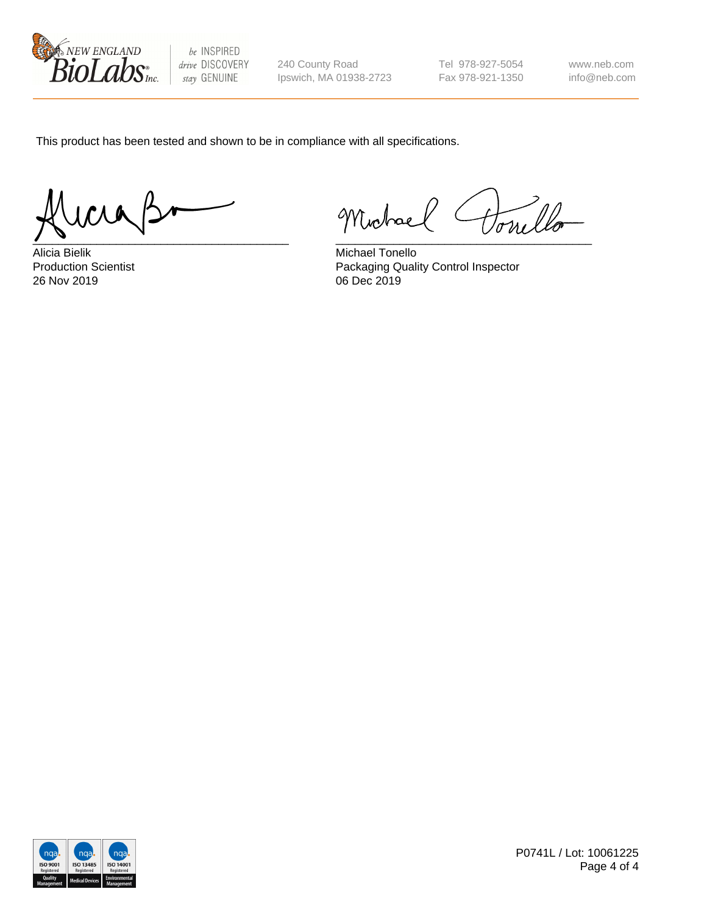This product has been tested and shown to be in compliance with all specifications.

Alicia Bielik
Production Scientist
26 Nov 2019

Michael Tonello
Packaging Quality Control Inspector
06 Dec 2019

P0741L / Lot: 10061225